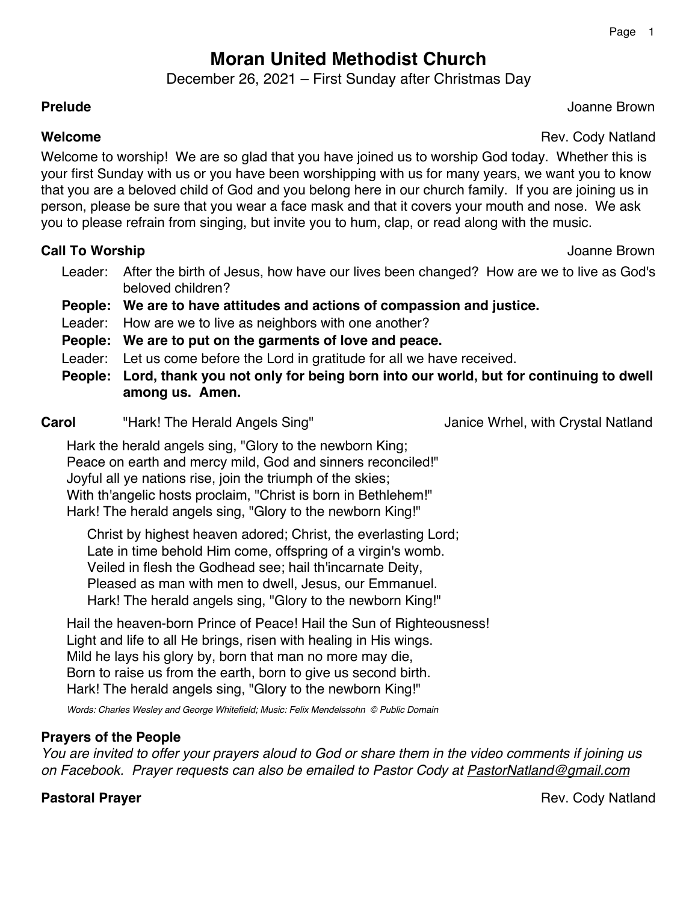# Moran United Methodist Church

December 26, 2021 – First Sunday after Christmas Day

**Prelude** Joanne Brown

**Welcome** Rev. Cody Natland

Welcome to worship! We are so glad that you have joined us to worship God today. Whether this is your first Sunday with us or you have been worshipping with us for many years, we want you to know that you are a beloved child of God and you belong here in our church family. If you are joining us in person, please be sure that you wear a face mask and that it covers your mouth and nose. We ask you to please refrain from singing, but invite you to hum, clap, or read along with the music.

**Call To Worship** Joanne Brown

Leader: After the birth of Jesus, how have our lives been changed? How are we to live as God's beloved children?

**People: We are to have attitudes and actions of compassion and justice.**

Leader: How are we to live as neighbors with one another?

**People: We are to put on the garments of love and peace.**

Leader: Let us come before the Lord in gratitude for all we have received.

**People: Lord, thank you not only for being born into our world, but for continuing to dwell among us. Amen.**

**Carol** "Hark! The Herald Angels Sing" Janice Wrhel, with Crystal Natland

Hark the herald angels sing, "Glory to the newborn King;
Peace on earth and mercy mild, God and sinners reconciled!"
Joyful all ye nations rise, join the triumph of the skies;
With th'angelic hosts proclaim, "Christ is born in Bethlehem!"
Hark! The herald angels sing, "Glory to the newborn King!"

Christ by highest heaven adored; Christ, the everlasting Lord;
Late in time behold Him come, offspring of a virgin's womb.
Veiled in flesh the Godhead see; hail th'incarnate Deity,
Pleased as man with men to dwell, Jesus, our Emmanuel.
Hark! The herald angels sing, "Glory to the newborn King!"

Hail the heaven-born Prince of Peace! Hail the Sun of Righteousness!
Light and life to all He brings, risen with healing in His wings.
Mild he lays his glory by, born that man no more may die,
Born to raise us from the earth, born to give us second birth.
Hark! The herald angels sing, "Glory to the newborn King!"

*Words: Charles Wesley and George Whitefield; Music: Felix Mendelssohn © Public Domain*

**Prayers of the People**

*You are invited to offer your prayers aloud to God or share them in the video comments if joining us on Facebook. Prayer requests can also be emailed to Pastor Cody at PastorNatland@gmail.com*

**Pastoral Prayer** Rev. Cody Natland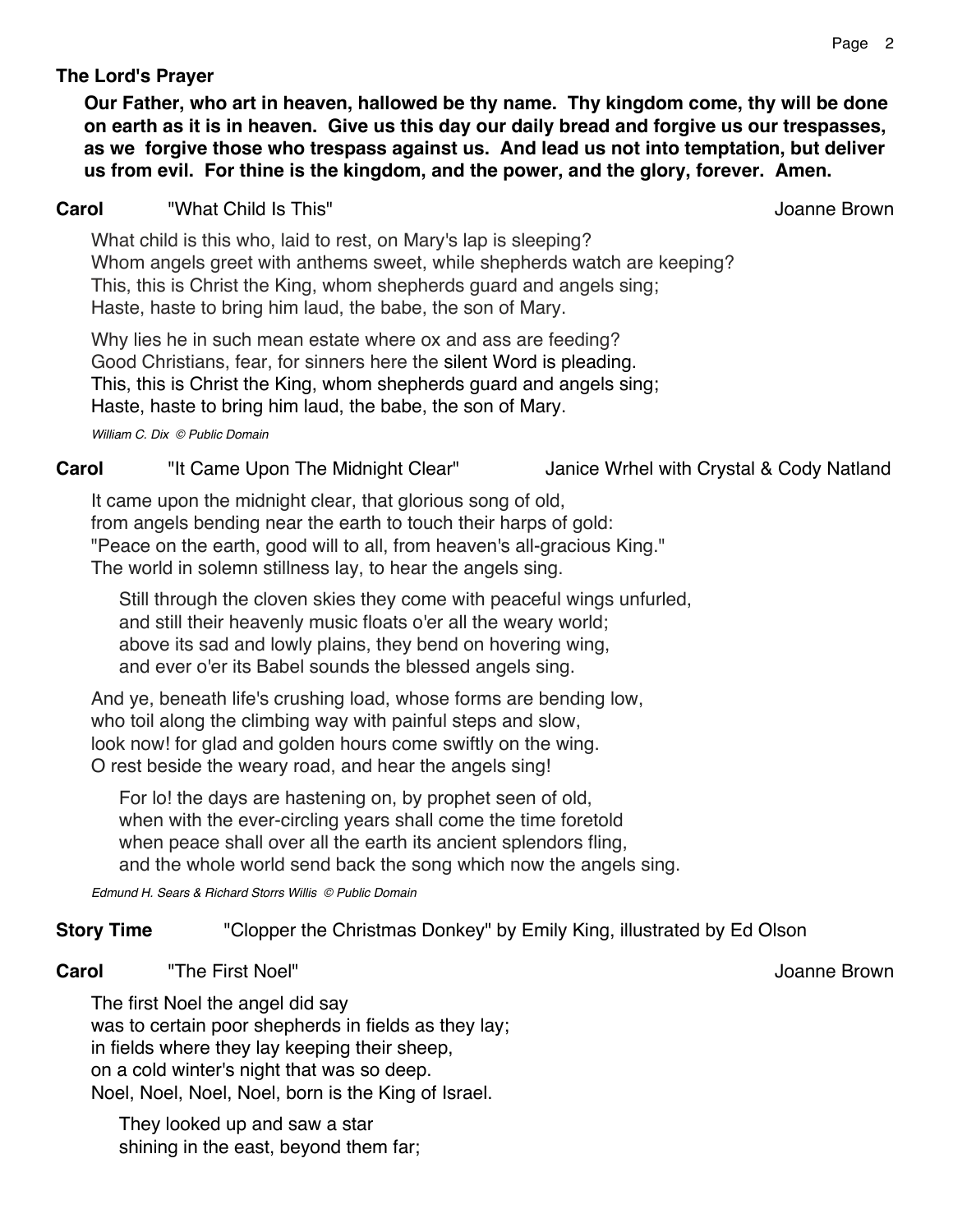**The Lord's Prayer**

**Our Father, who art in heaven, hallowed be thy name. Thy kingdom come, thy will be done on earth as it is in heaven. Give us this day our daily bread and forgive us our trespasses, as we forgive those who trespass against us. And lead us not into temptation, but deliver us from evil. For thine is the kingdom, and the power, and the glory, forever. Amen.**

**Carol** "What Child Is This" Joanne Brown

What child is this who, laid to rest, on Mary's lap is sleeping?  
Whom angels greet with anthems sweet, while shepherds watch are keeping?  
This, this is Christ the King, whom shepherds guard and angels sing;  
Haste, haste to bring him laud, the babe, the son of Mary.

Why lies he in such mean estate where ox and ass are feeding?  
Good Christians, fear, for sinners here the silent Word is pleading.  
This, this is Christ the King, whom shepherds guard and angels sing;  
Haste, haste to bring him laud, the babe, the son of Mary.

*William C. Dix © Public Domain*

**Carol** "It Came Upon The Midnight Clear" Janice Wrhel with Crystal & Cody Natland

It came upon the midnight clear, that glorious song of old,  
from angels bending near the earth to touch their harps of gold:  
"Peace on the earth, good will to all, from heaven's all-gracious King."  
The world in solemn stillness lay, to hear the angels sing.

Still through the cloven skies they come with peaceful wings unfurled,  
and still their heavenly music floats o'er all the weary world;  
above its sad and lowly plains, they bend on hovering wing,  
and ever o'er its Babel sounds the blessed angels sing.

And ye, beneath life's crushing load, whose forms are bending low,  
who toil along the climbing way with painful steps and slow,  
look now! for glad and golden hours come swiftly on the wing.  
O rest beside the weary road, and hear the angels sing!

For lo! the days are hastening on, by prophet seen of old,  
when with the ever-circling years shall come the time foretold  
when peace shall over all the earth its ancient splendors fling,  
and the whole world send back the song which now the angels sing.

*Edmund H. Sears & Richard Storrs Willis © Public Domain*

**Story Time** "Clopper the Christmas Donkey" by Emily King, illustrated by Ed Olson

**Carol** "The First Noel" Joanne Brown

The first Noel the angel did say  
was to certain poor shepherds in fields as they lay;  
in fields where they lay keeping their sheep,  
on a cold winter's night that was so deep.  
Noel, Noel, Noel, Noel, born is the King of Israel.

They looked up and saw a star  
shining in the east, beyond them far;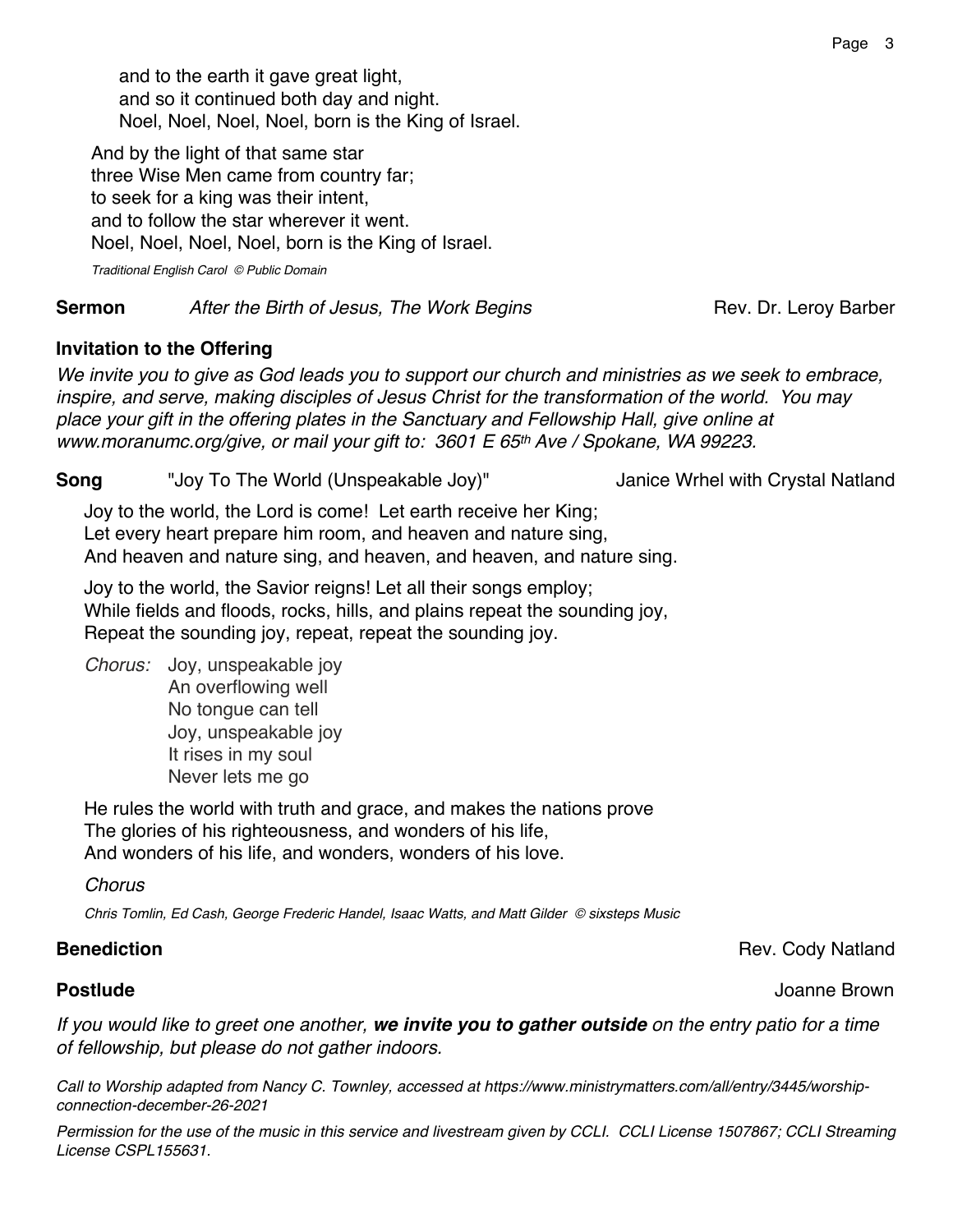and to the earth it gave great light,
and so it continued both day and night.
Noel, Noel, Noel, Noel, born is the King of Israel.

And by the light of that same star
three Wise Men came from country far;
to seek for a king was their intent,
and to follow the star wherever it went.
Noel, Noel, Noel, Noel, born is the King of Israel.

*Traditional English Carol © Public Domain*

**Sermon** *After the Birth of Jesus, The Work Begins* Rev. Dr. Leroy Barber

**Invitation to the Offering**

*We invite you to give as God leads you to support our church and ministries as we seek to embrace, inspire, and serve, making disciples of Jesus Christ for the transformation of the world. You may place your gift in the offering plates in the Sanctuary and Fellowship Hall, give online at www.moranumc.org/give, or mail your gift to: 3601 E 65th Ave / Spokane, WA 99223.*

**Song** "Joy To The World (Unspeakable Joy)" Janice Wrhel with Crystal Natland

Joy to the world, the Lord is come! Let earth receive her King;
Let every heart prepare him room, and heaven and nature sing,
And heaven and nature sing, and heaven, and heaven, and nature sing.

Joy to the world, the Savior reigns! Let all their songs employ;
While fields and floods, rocks, hills, and plains repeat the sounding joy,
Repeat the sounding joy, repeat, repeat the sounding joy.

*Chorus:* Joy, unspeakable joy
An overflowing well
No tongue can tell
Joy, unspeakable joy
It rises in my soul
Never lets me go

He rules the world with truth and grace, and makes the nations prove
The glories of his righteousness, and wonders of his life,
And wonders of his life, and wonders, wonders of his love.

*Chorus*

*Chris Tomlin, Ed Cash, George Frederic Handel, Isaac Watts, and Matt Gilder © sixsteps Music*

**Benediction** Rev. Cody Natland

**Postlude** Joanne Brown

*If you would like to greet one another, **we invite you to gather outside** on the entry patio for a time of fellowship, but please do not gather indoors.*

*Call to Worship adapted from Nancy C. Townley, accessed at https://www.ministrymatters.com/all/entry/3445/worship-connection-december-26-2021*

*Permission for the use of the music in this service and livestream given by CCLI. CCLI License 1507867; CCLI Streaming License CSPL155631.*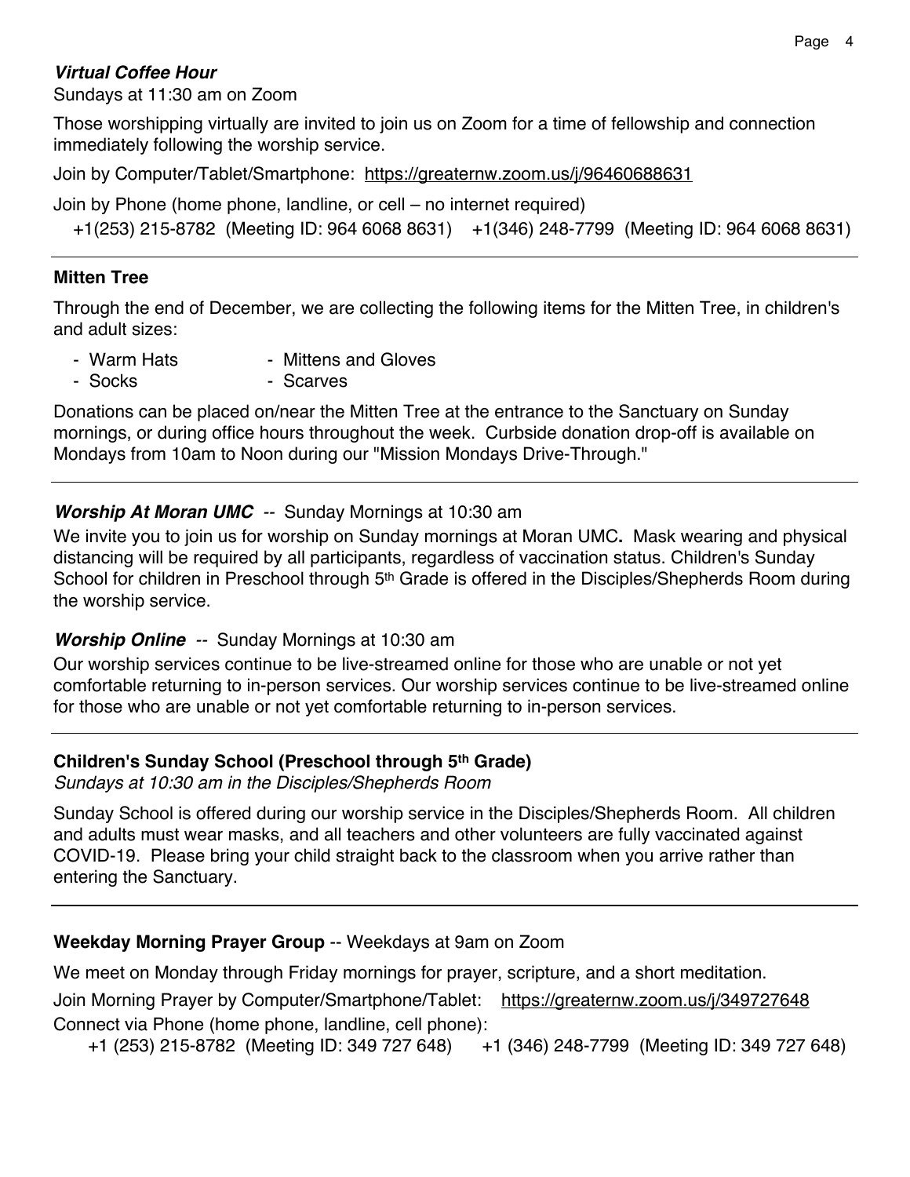***Virtual Coffee Hour***

Sundays at 11:30 am on Zoom

Those worshipping virtually are invited to join us on Zoom for a time of fellowship and connection immediately following the worship service.

Join by Computer/Tablet/Smartphone: https://greaternw.zoom.us/j/96460688631

Join by Phone (home phone, landline, or cell – no internet required)

+1(253) 215-8782 (Meeting ID: 964 6068 8631) +1(346) 248-7799 (Meeting ID: 964 6068 8631)

---

**Mitten Tree**

Through the end of December, we are collecting the following items for the Mitten Tree, in children's and adult sizes:

- Warm Hats
- Mittens and Gloves
- Socks
- Scarves

Donations can be placed on/near the Mitten Tree at the entrance to the Sanctuary on Sunday mornings, or during office hours throughout the week. Curbside donation drop-off is available on Mondays from 10am to Noon during our "Mission Mondays Drive-Through."

---

***Worship At Moran UMC*** -- Sunday Mornings at 10:30 am

We invite you to join us for worship on Sunday mornings at Moran UMC**.** Mask wearing and physical distancing will be required by all participants, regardless of vaccination status. Children's Sunday School for children in Preschool through 5th Grade is offered in the Disciples/Shepherds Room during the worship service.

***Worship Online*** -- Sunday Mornings at 10:30 am

Our worship services continue to be live-streamed online for those who are unable or not yet comfortable returning to in-person services. Our worship services continue to be live-streamed online for those who are unable or not yet comfortable returning to in-person services.

---

**Children's Sunday School (Preschool through 5th Grade)**

*Sundays at 10:30 am in the Disciples/Shepherds Room*

Sunday School is offered during our worship service in the Disciples/Shepherds Room. All children and adults must wear masks, and all teachers and other volunteers are fully vaccinated against COVID-19. Please bring your child straight back to the classroom when you arrive rather than entering the Sanctuary.

---

**Weekday Morning Prayer Group** -- Weekdays at 9am on Zoom

We meet on Monday through Friday mornings for prayer, scripture, and a short meditation.

Join Morning Prayer by Computer/Smartphone/Tablet: https://greaternw.zoom.us/j/349727648

Connect via Phone (home phone, landline, cell phone):

+1 (253) 215-8782 (Meeting ID: 349 727 648) +1 (346) 248-7799 (Meeting ID: 349 727 648)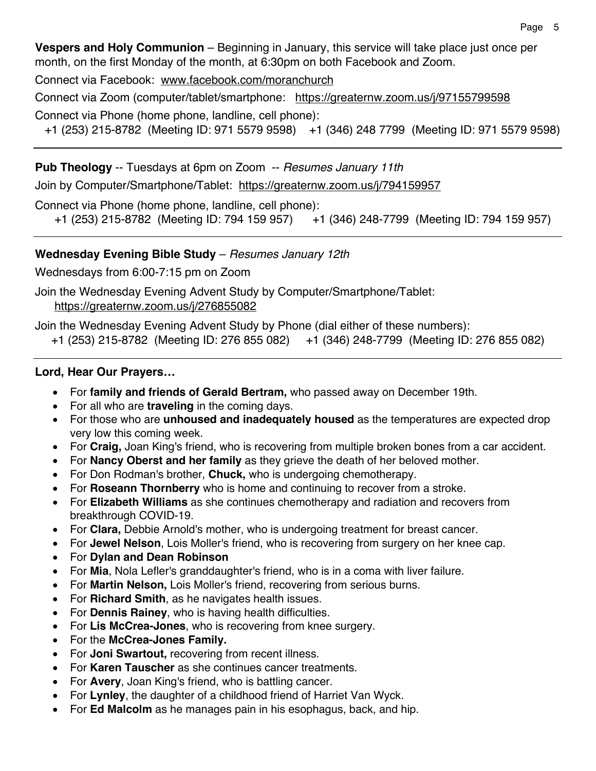**Vespers and Holy Communion** – Beginning in January, this service will take place just once per month, on the first Monday of the month, at 6:30pm on both Facebook and Zoom.

Connect via Facebook: www.facebook.com/moranchurch

Connect via Zoom (computer/tablet/smartphone: https://greaternw.zoom.us/j/97155799598

Connect via Phone (home phone, landline, cell phone):
+1 (253) 215-8782 (Meeting ID: 971 5579 9598) +1 (346) 248 7799 (Meeting ID: 971 5579 9598)

---

**Pub Theology** -- Tuesdays at 6pm on Zoom -- *Resumes January 11th*

Join by Computer/Smartphone/Tablet: https://greaternw.zoom.us/j/794159957

Connect via Phone (home phone, landline, cell phone):
+1 (253) 215-8782 (Meeting ID: 794 159 957) +1 (346) 248-7799 (Meeting ID: 794 159 957)

---

**Wednesday Evening Bible Study** – *Resumes January 12th*

Wednesdays from 6:00-7:15 pm on Zoom

Join the Wednesday Evening Advent Study by Computer/Smartphone/Tablet:
https://greaternw.zoom.us/j/276855082

Join the Wednesday Evening Advent Study by Phone (dial either of these numbers):
+1 (253) 215-8782 (Meeting ID: 276 855 082) +1 (346) 248-7799 (Meeting ID: 276 855 082)

---

**Lord, Hear Our Prayers…**

- For **family and friends of Gerald Bertram,** who passed away on December 19th.
- For all who are **traveling** in the coming days.
- For those who are **unhoused and inadequately housed** as the temperatures are expected drop very low this coming week.
- For **Craig,** Joan King's friend, who is recovering from multiple broken bones from a car accident.
- For **Nancy Oberst and her family** as they grieve the death of her beloved mother.
- For Don Rodman's brother, **Chuck,** who is undergoing chemotherapy.
- For **Roseann Thornberry** who is home and continuing to recover from a stroke.
- For **Elizabeth Williams** as she continues chemotherapy and radiation and recovers from breakthrough COVID-19.
- For **Clara,** Debbie Arnold's mother, who is undergoing treatment for breast cancer.
- For **Jewel Nelson**, Lois Moller's friend, who is recovering from surgery on her knee cap.
- For **Dylan and Dean Robinson**
- For **Mia**, Nola Lefler's granddaughter's friend, who is in a coma with liver failure.
- For **Martin Nelson,** Lois Moller's friend, recovering from serious burns.
- For **Richard Smith**, as he navigates health issues.
- For **Dennis Rainey**, who is having health difficulties.
- For **Lis McCrea-Jones**, who is recovering from knee surgery.
- For the **McCrea-Jones Family.**
- For **Joni Swartout,** recovering from recent illness.
- For **Karen Tauscher** as she continues cancer treatments.
- For **Avery**, Joan King's friend, who is battling cancer.
- For **Lynley**, the daughter of a childhood friend of Harriet Van Wyck.
- For **Ed Malcolm** as he manages pain in his esophagus, back, and hip.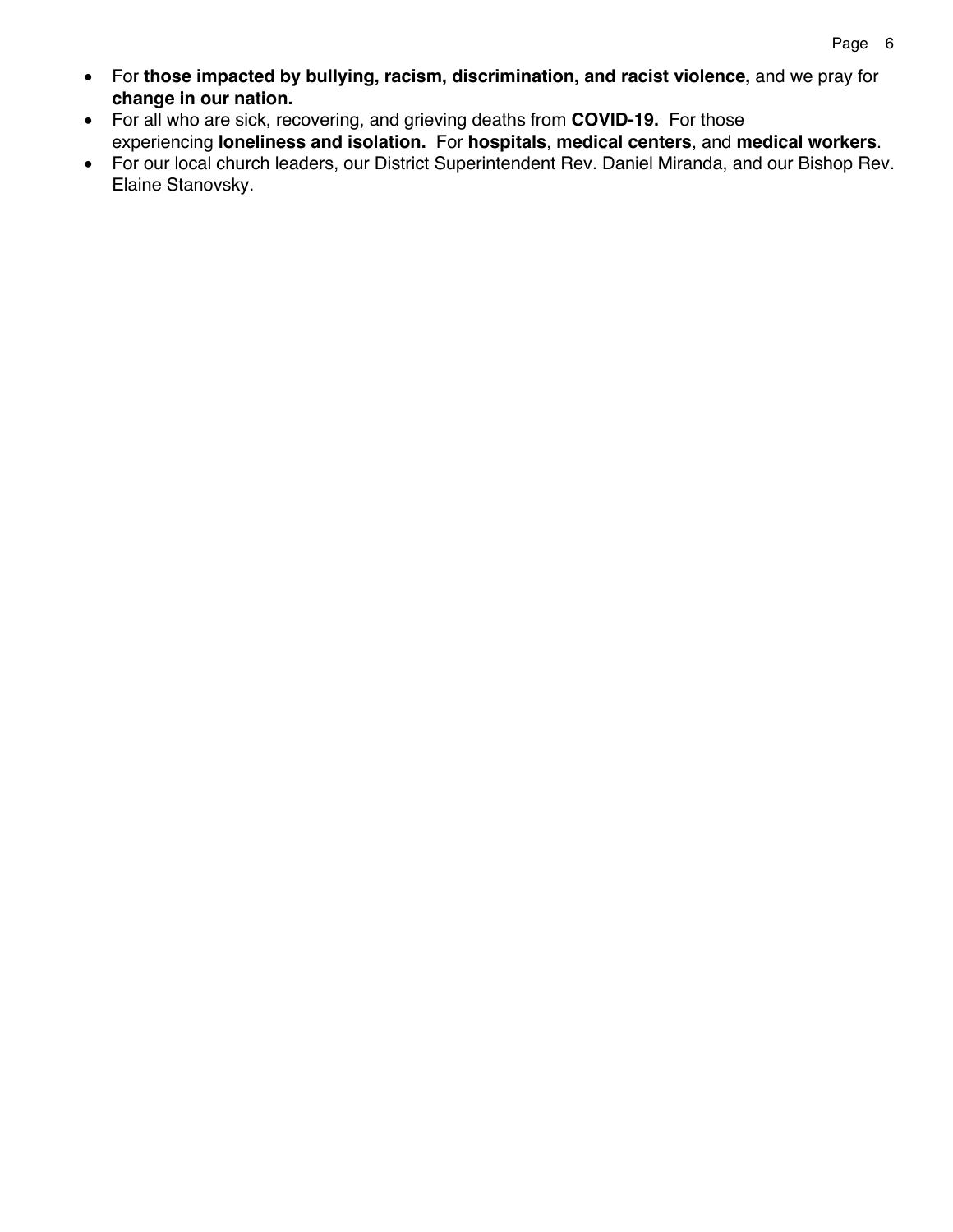- For **those impacted by bullying, racism, discrimination, and racist violence,** and we pray for **change in our nation.**
- For all who are sick, recovering, and grieving deaths from **COVID-19.** For those experiencing **loneliness and isolation.** For **hospitals**, **medical centers**, and **medical workers**.
- For our local church leaders, our District Superintendent Rev. Daniel Miranda, and our Bishop Rev. Elaine Stanovsky.